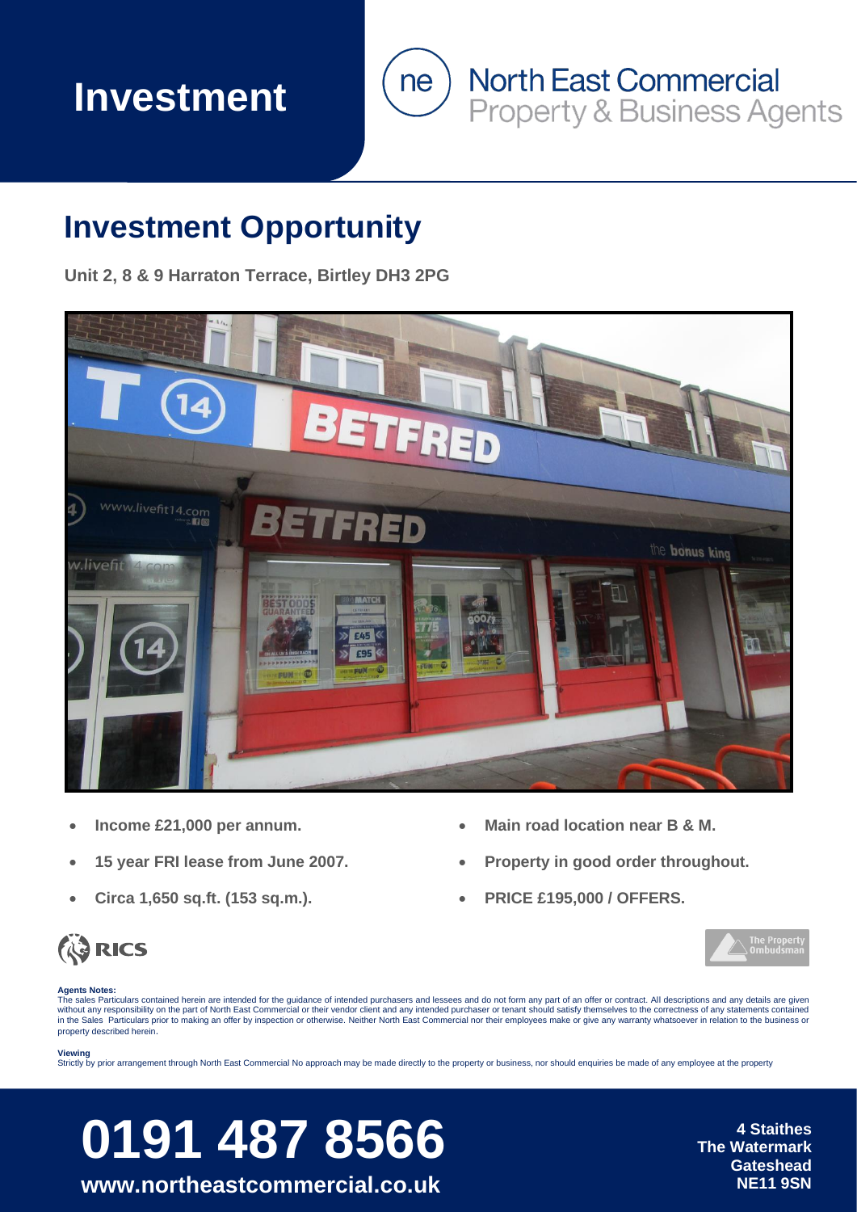# Investment

North East Commercial
Property & Business Agents

## Investment Opportunity

**Unit 2, 8 & 9 Harraton Terrace, Birtley DH3 2PG**

- **Income £21,000 per annum.**
- **15 year FRI lease from June 2007.**
- **Circa 1,650 sq.ft. (153 sq.m.).**
- **Main road location near B & M.**
- **Property in good order throughout.**
- **PRICE £195,000 / OFFERS.**

**Agents Notes:**
The sales Particulars contained herein are intended for the guidance of intended purchasers and lessees and do not form any part of an offer or contract. All descriptions and any details are given without any responsibility on the part of North East Commercial or their vendor client and any intended purchaser or tenant should satisfy themselves to the correctness of any statements contained in the Sales Particulars prior to making an offer by inspection or otherwise. Neither North East Commercial nor their employees make or give any warranty whatsoever in relation to the business or property described herein.

**Viewing**
Strictly by prior arrangement through North East Commercial No approach may be made directly to the property or business, nor should enquiries be made of any employee at the property

**0191 487 8566**

**www.northeastcommercial.co.uk**

**4 Staithes**
**The Watermark**
**Gateshead**
**NE11 9SN**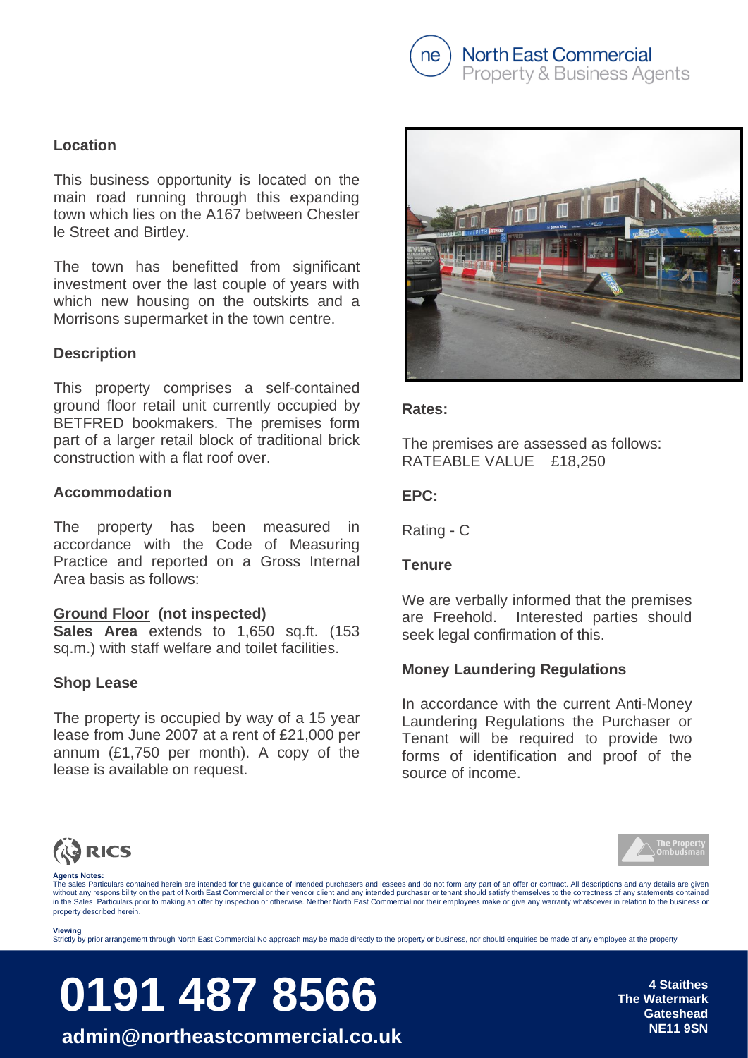North East Commercial
Property & Business Agents

## Location

This business opportunity is located on the main road running through this expanding town which lies on the A167 between Chester le Street and Birtley.

The town has benefitted from significant investment over the last couple of years with which new housing on the outskirts and a Morrisons supermarket in the town centre.

## Description

This property comprises a self-contained ground floor retail unit currently occupied by BETFRED bookmakers. The premises form part of a larger retail block of traditional brick construction with a flat roof over.

## Accommodation

The property has been measured in accordance with the Code of Measuring Practice and reported on a Gross Internal Area basis as follows:

**Ground Floor (not inspected)**
**Sales Area** extends to 1,650 sq.ft. (153 sq.m.) with staff welfare and toilet facilities.

## Shop Lease

The property is occupied by way of a 15 year lease from June 2007 at a rent of £21,000 per annum (£1,750 per month). A copy of the lease is available on request.

## Rates:

The premises are assessed as follows:
RATEABLE VALUE £18,250

## EPC:

Rating - C

## Tenure

We are verbally informed that the premises are Freehold. Interested parties should seek legal confirmation of this.

## Money Laundering Regulations

In accordance with the current Anti-Money Laundering Regulations the Purchaser or Tenant will be required to provide two forms of identification and proof of the source of income.

RICS

The Property Ombudsman

**Agents Notes:**
The sales Particulars contained herein are intended for the guidance of intended purchasers and lessees and do not form any part of an offer or contract. All descriptions and any details are given without any responsibility on the part of North East Commercial or their vendor client and any intended purchaser or tenant should satisfy themselves to the correctness of any statements contained in the Sales Particulars prior to making an offer by inspection or otherwise. Neither North East Commercial nor their employees make or give any warranty whatsoever in relation to the business or property described herein.

**Viewing**
Strictly by prior arrangement through North East Commercial No approach may be made directly to the property or business, nor should enquiries be made of any employee at the property

**0191 487 8566**

**admin@northeastcommercial.co.uk**

**4 Staithes**
**The Watermark**
**Gateshead**
**NE11 9SN**